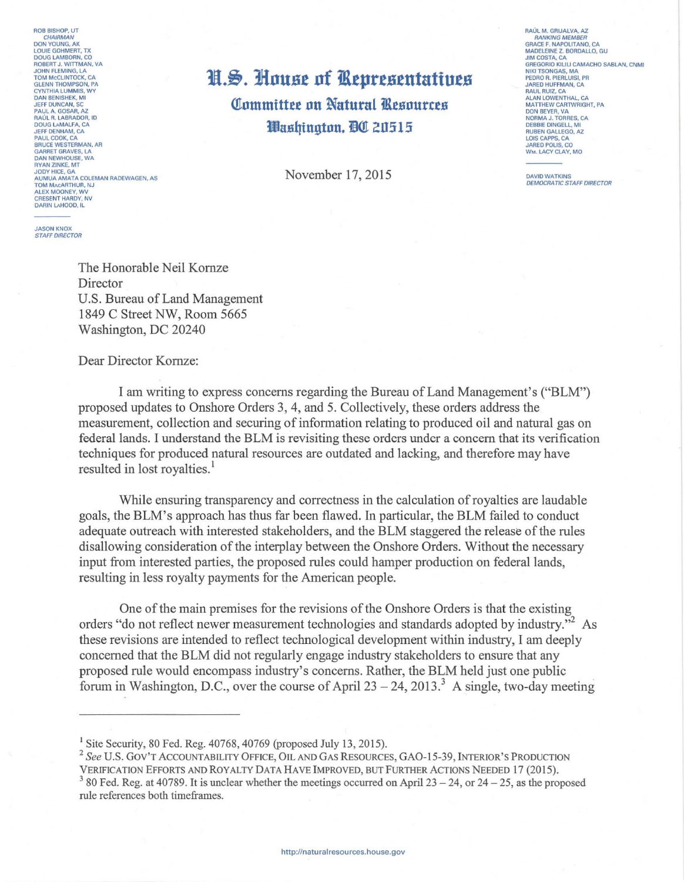ROB BISHOP, UT
*CHAIRMAN*
DON YOUNG, AK
LOUIE GOHMERT, TX
DOUG LAMBORN, CO
ROBERT J. WITTMAN, VA
JOHN FLEMING, LA
TOM McCLINTOCK, CA
GLENN THOMPSON, PA
CYNTHIA LUMMIS, WY
DAN BENISHEK, MI
JEFF DUNCAN, SC
PAUL A. GOSAR, AZ
RAÚL R. LABRADOR, ID
DOUG LaMALFA, CA
JEFF DENHAM, CA
PAUL COOK, CA
BRUCE WESTERMAN, AR
GARRET GRAVES, LA
DAN NEWHOUSE, WA
RYAN ZINKE, MT
JODY HICE, GA
AUMUA AMATA COLEMAN RADEWAGEN, AS
TOM MacARTHUR, NJ
ALEX MOONEY, WV
CRESENT HARDY, NV
DARIN LaHOOD, IL

JASON KNOX
*STAFF DIRECTOR*

# U.S. House of Representatives
## Committee on Natural Resources
## Washington, DC 20515

RAÚL M. GRIJALVA, AZ
*RANKING MEMBER*
GRACE F. NAPOLITANO, CA
MADELEINE Z. BORDALLO, GU
JIM COSTA, CA
GREGORIO KILILI CAMACHO SABLAN, CNMI
NIKI TSONGAS, MA
PEDRO R. PIERLUISI, PR
JARED HUFFMAN, CA
RAUL RUIZ, CA
ALAN LOWENTHAL, CA
MATTHEW CARTWRIGHT, PA
DON BEYER, VA
NORMA J. TORRES, CA
DEBBIE DINGELL, MI
RUBEN GALLEGO, AZ
LOIS CAPPS, CA
JARED POLIS, CO
WM. LACY CLAY, MO

DAVID WATKINS
*DEMOCRATIC STAFF DIRECTOR*

November 17, 2015

The Honorable Neil Kornze
Director
U.S. Bureau of Land Management
1849 C Street NW, Room 5665
Washington, DC 20240

Dear Director Kornze:

I am writing to express concerns regarding the Bureau of Land Management's ("BLM") proposed updates to Onshore Orders 3, 4, and 5. Collectively, these orders address the measurement, collection and securing of information relating to produced oil and natural gas on federal lands. I understand the BLM is revisiting these orders under a concern that its verification techniques for produced natural resources are outdated and lacking, and therefore may have resulted in lost royalties.[1]

While ensuring transparency and correctness in the calculation of royalties are laudable goals, the BLM's approach has thus far been flawed. In particular, the BLM failed to conduct adequate outreach with interested stakeholders, and the BLM staggered the release of the rules disallowing consideration of the interplay between the Onshore Orders. Without the necessary input from interested parties, the proposed rules could hamper production on federal lands, resulting in less royalty payments for the American people.

One of the main premises for the revisions of the Onshore Orders is that the existing orders "do not reflect newer measurement technologies and standards adopted by industry."[2] As these revisions are intended to reflect technological development within industry, I am deeply concerned that the BLM did not regularly engage industry stakeholders to ensure that any proposed rule would encompass industry's concerns. Rather, the BLM held just one public forum in Washington, D.C., over the course of April 23 – 24, 2013.[3] A single, two-day meeting

---

[1] Site Security, 80 Fed. Reg. 40768, 40769 (proposed July 13, 2015).

[2] *See* U.S. GOV'T ACCOUNTABILITY OFFICE, OIL AND GAS RESOURCES, GAO-15-39, INTERIOR'S PRODUCTION VERIFICATION EFFORTS AND ROYALTY DATA HAVE IMPROVED, BUT FURTHER ACTIONS NEEDED 17 (2015).

[3] 80 Fed. Reg. at 40789. It is unclear whether the meetings occurred on April 23 – 24, or 24 – 25, as the proposed rule references both timeframes.

http://naturalresources.house.gov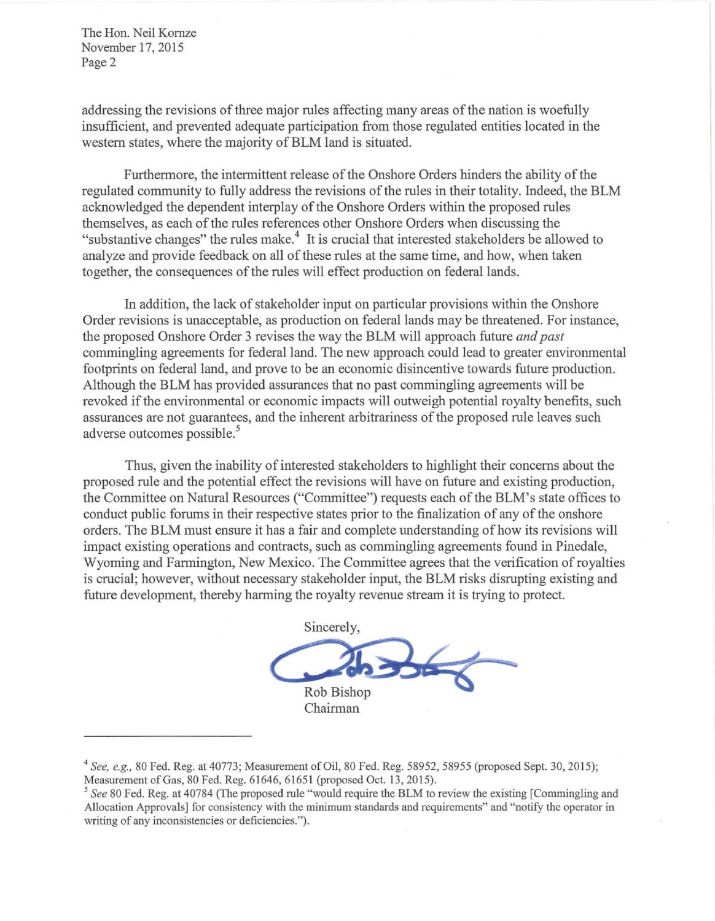addressing the revisions of three major rules affecting many areas of the nation is woefully insufficient, and prevented adequate participation from those regulated entities located in the western states, where the majority of BLM land is situated.

Furthermore, the intermittent release of the Onshore Orders hinders the ability of the regulated community to fully address the revisions of the rules in their totality. Indeed, the BLM acknowledged the dependent interplay of the Onshore Orders within the proposed rules themselves, as each of the rules references other Onshore Orders when discussing the "substantive changes" the rules make.[4] It is crucial that interested stakeholders be allowed to analyze and provide feedback on all of these rules at the same time, and how, when taken together, the consequences of the rules will effect production on federal lands.

In addition, the lack of stakeholder input on particular provisions within the Onshore Order revisions is unacceptable, as production on federal lands may be threatened. For instance, the proposed Onshore Order 3 revises the way the BLM will approach future *and past* commingling agreements for federal land. The new approach could lead to greater environmental footprints on federal land, and prove to be an economic disincentive towards future production. Although the BLM has provided assurances that no past commingling agreements will be revoked if the environmental or economic impacts will outweigh potential royalty benefits, such assurances are not guarantees, and the inherent arbitrariness of the proposed rule leaves such adverse outcomes possible.[5]

Thus, given the inability of interested stakeholders to highlight their concerns about the proposed rule and the potential effect the revisions will have on future and existing production, the Committee on Natural Resources ("Committee") requests each of the BLM's state offices to conduct public forums in their respective states prior to the finalization of any of the onshore orders. The BLM must ensure it has a fair and complete understanding of how its revisions will impact existing operations and contracts, such as commingling agreements found in Pinedale, Wyoming and Farmington, New Mexico. The Committee agrees that the verification of royalties is crucial; however, without necessary stakeholder input, the BLM risks disrupting existing and future development, thereby harming the royalty revenue stream it is trying to protect.

Sincerely,

Rob Bishop
Chairman

---

[4] *See, e.g.,* 80 Fed. Reg. at 40773; Measurement of Oil, 80 Fed. Reg. 58952, 58955 (proposed Sept. 30, 2015); Measurement of Gas, 80 Fed. Reg. 61646, 61651 (proposed Oct. 13, 2015).

[5] *See* 80 Fed. Reg. at 40784 (The proposed rule "would require the BLM to review the existing [Commingling and Allocation Approvals] for consistency with the minimum standards and requirements" and "notify the operator in writing of any inconsistencies or deficiencies.").